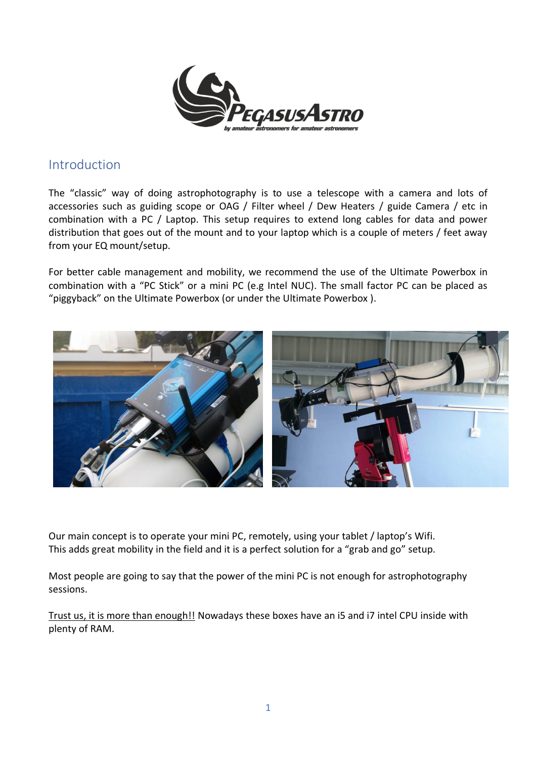## Introduction

The "classic" way of doing astrophotography is to use a telescope with a camera and lots of accessories such as guiding scope or OAG / Filter wheel / Dew Heaters / guide Camera / etc in combination with a PC / Laptop. This setup requires to extend long cables for data and power distribution that goes out of the mount and to your laptop which is a couple of meters / feet away from your EQ mount/setup.

For better cable management and mobility, we recommend the use of the Ultimate Powerbox in combination with a "PC Stick" or a mini PC (e.g Intel NUC). The small factor PC can be placed as "piggyback" on the Ultimate Powerbox (or under the Ultimate Powerbox ).

Our main concept is to operate your mini PC, remotely, using your tablet / laptop's Wifi.
This adds great mobility in the field and it is a perfect solution for a "grab and go" setup.

Most people are going to say that the power of the mini PC is not enough for astrophotography sessions.

Trust us, it is more than enough!! Nowadays these boxes have an i5 and i7 intel CPU inside with plenty of RAM.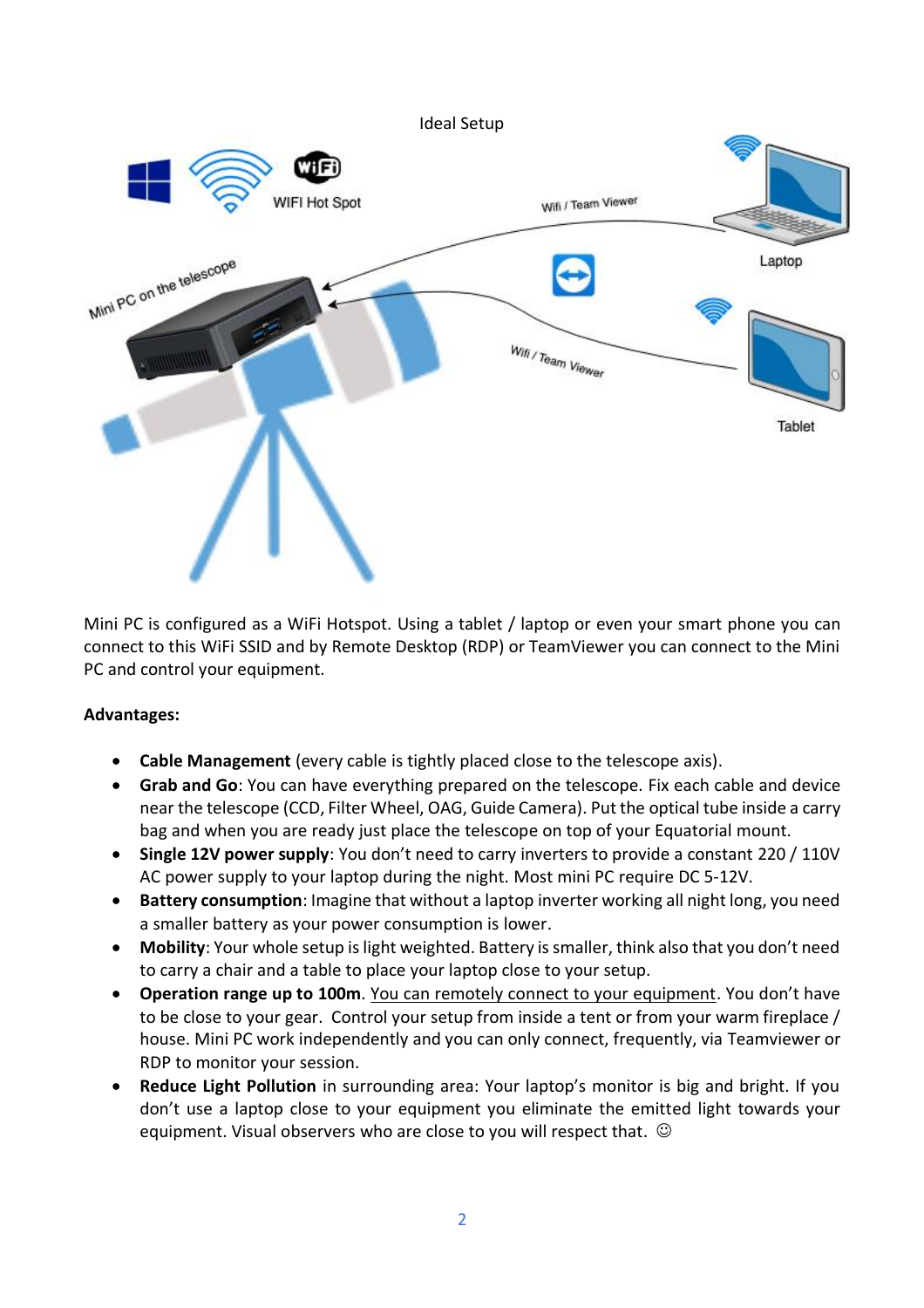Ideal Setup

Mini PC is configured as a WiFi Hotspot. Using a tablet / laptop or even your smart phone you can connect to this WiFi SSID and by Remote Desktop (RDP) or TeamViewer you can connect to the Mini PC and control your equipment.

**Advantages:**

- **Cable Management** (every cable is tightly placed close to the telescope axis).
- **Grab and Go**: You can have everything prepared on the telescope. Fix each cable and device near the telescope (CCD, Filter Wheel, OAG, Guide Camera). Put the optical tube inside a carry bag and when you are ready just place the telescope on top of your Equatorial mount.
- **Single 12V power supply**: You don't need to carry inverters to provide a constant 220 / 110V AC power supply to your laptop during the night. Most mini PC require DC 5-12V.
- **Battery consumption**: Imagine that without a laptop inverter working all night long, you need a smaller battery as your power consumption is lower.
- **Mobility**: Your whole setup is light weighted. Battery is smaller, think also that you don't need to carry a chair and a table to place your laptop close to your setup.
- **Operation range up to 100m**. You can remotely connect to your equipment. You don't have to be close to your gear. Control your setup from inside a tent or from your warm fireplace / house. Mini PC work independently and you can only connect, frequently, via Teamviewer or RDP to monitor your session.
- **Reduce Light Pollution** in surrounding area: Your laptop's monitor is big and bright. If you don't use a laptop close to your equipment you eliminate the emitted light towards your equipment. Visual observers who are close to you will respect that. ☺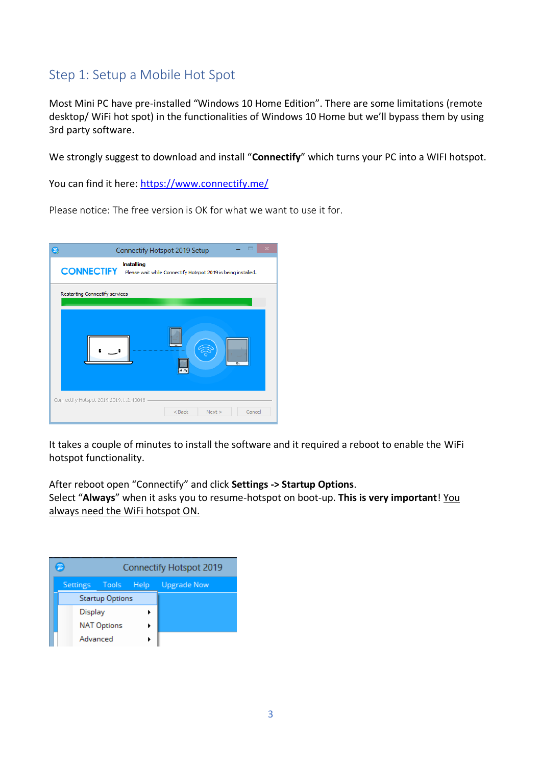## Step 1: Setup a Mobile Hot Spot

Most Mini PC have pre-installed "Windows 10 Home Edition". There are some limitations (remote desktop/ WiFi hot spot) in the functionalities of Windows 10 Home but we'll bypass them by using 3rd party software.

We strongly suggest to download and install "**Connectify**" which turns your PC into a WIFI hotspot.

You can find it here: [https://www.connectify.me/](https://www.connectify.me/)

Please notice: The free version is OK for what we want to use it for.

It takes a couple of minutes to install the software and it required a reboot to enable the WiFi hotspot functionality.

After reboot open "Connectify" and click **Settings -> Startup Options**.
Select "**Always**" when it asks you to resume-hotspot on boot-up. **This is very important**! You always need the WiFi hotspot ON.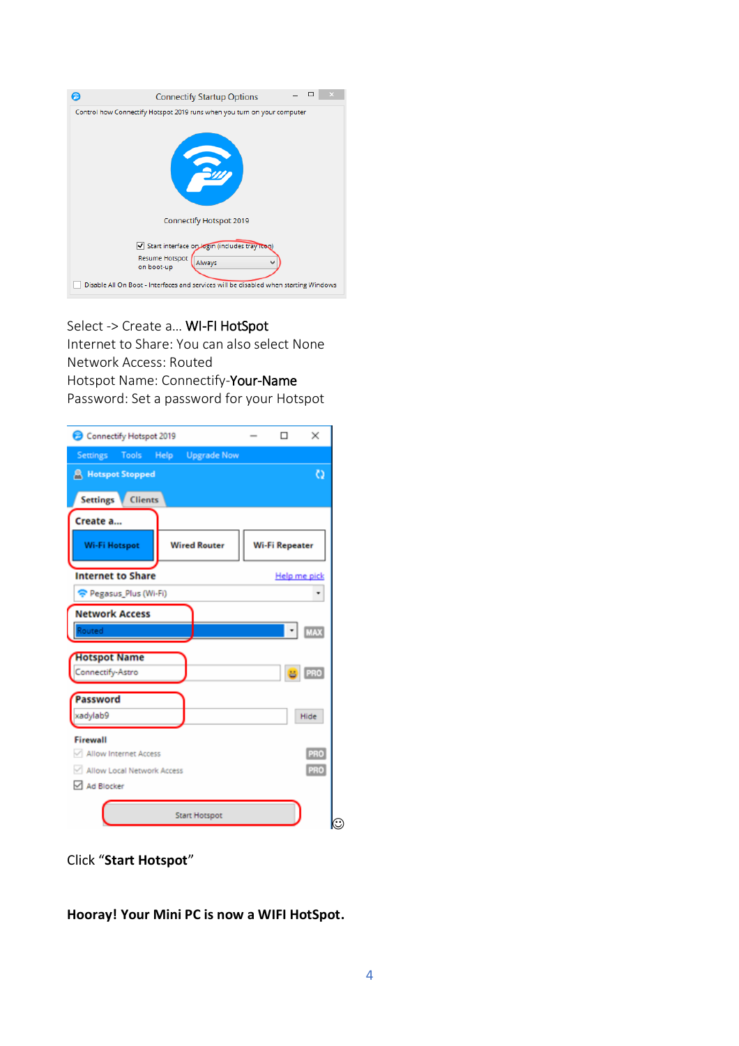Select -> Create a... **WI-FI HotSpot**
Internet to Share: You can also select None
Network Access: Routed
Hotspot Name: Connectify-**Your-Name**
Password: Set a password for your Hotspot

Click "**Start Hotspot**"

**Hooray! Your Mini PC is now a WIFI HotSpot.**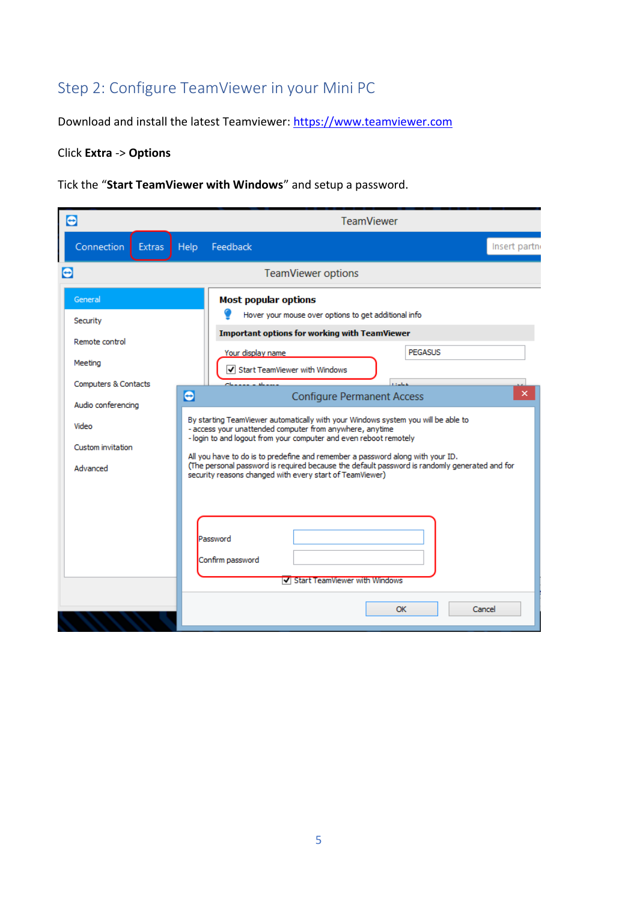## Step 2: Configure TeamViewer in your Mini PC

Download and install the latest Teamviewer: [https://www.teamviewer.com](https://www.teamviewer.com)

Click **Extra** -> **Options**

Tick the "**Start TeamViewer with Windows**" and setup a password.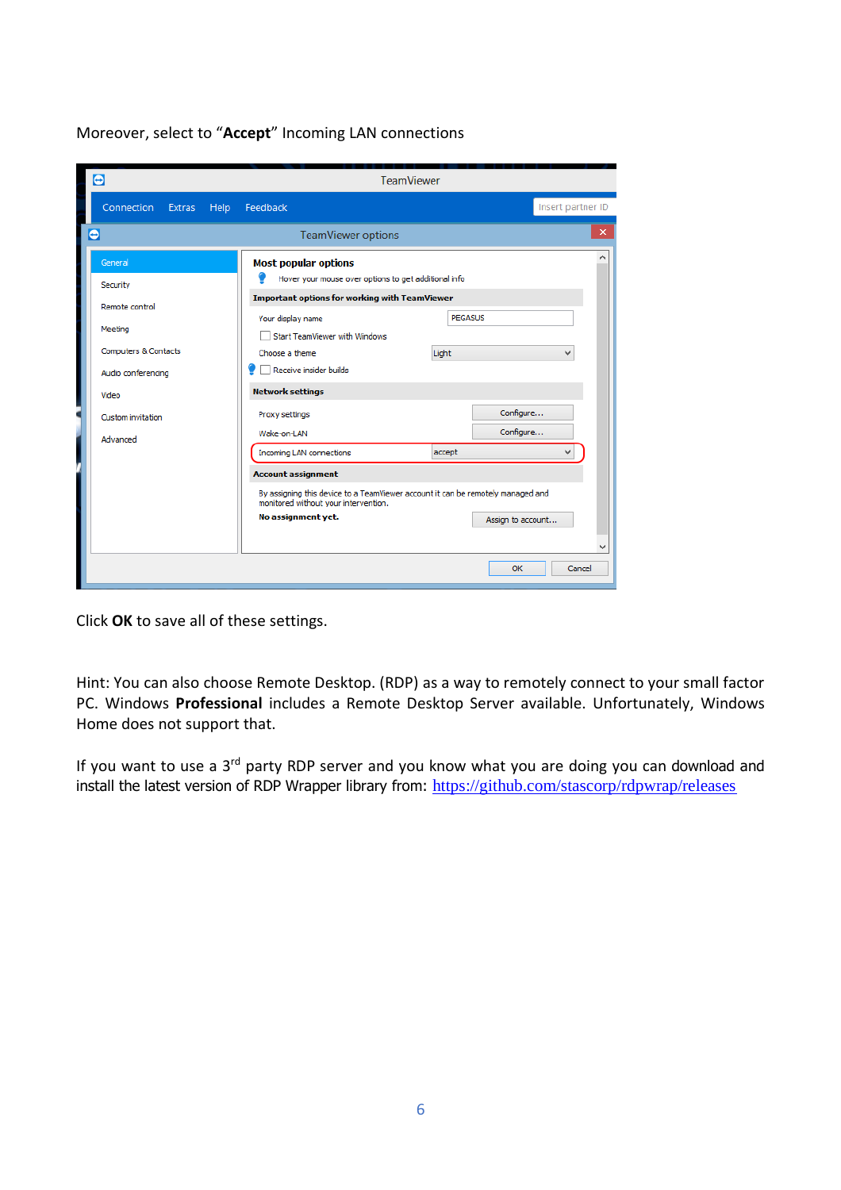Moreover, select to “**Accept**” Incoming LAN connections

Click **OK** to save all of these settings.

Hint: You can also choose Remote Desktop. (RDP) as a way to remotely connect to your small factor PC. Windows **Professional** includes a Remote Desktop Server available. Unfortunately, Windows Home does not support that.

If you want to use a 3rd party RDP server and you know what you are doing you can download and install the latest version of RDP Wrapper library from: https://github.com/stascorp/rdpwrap/releases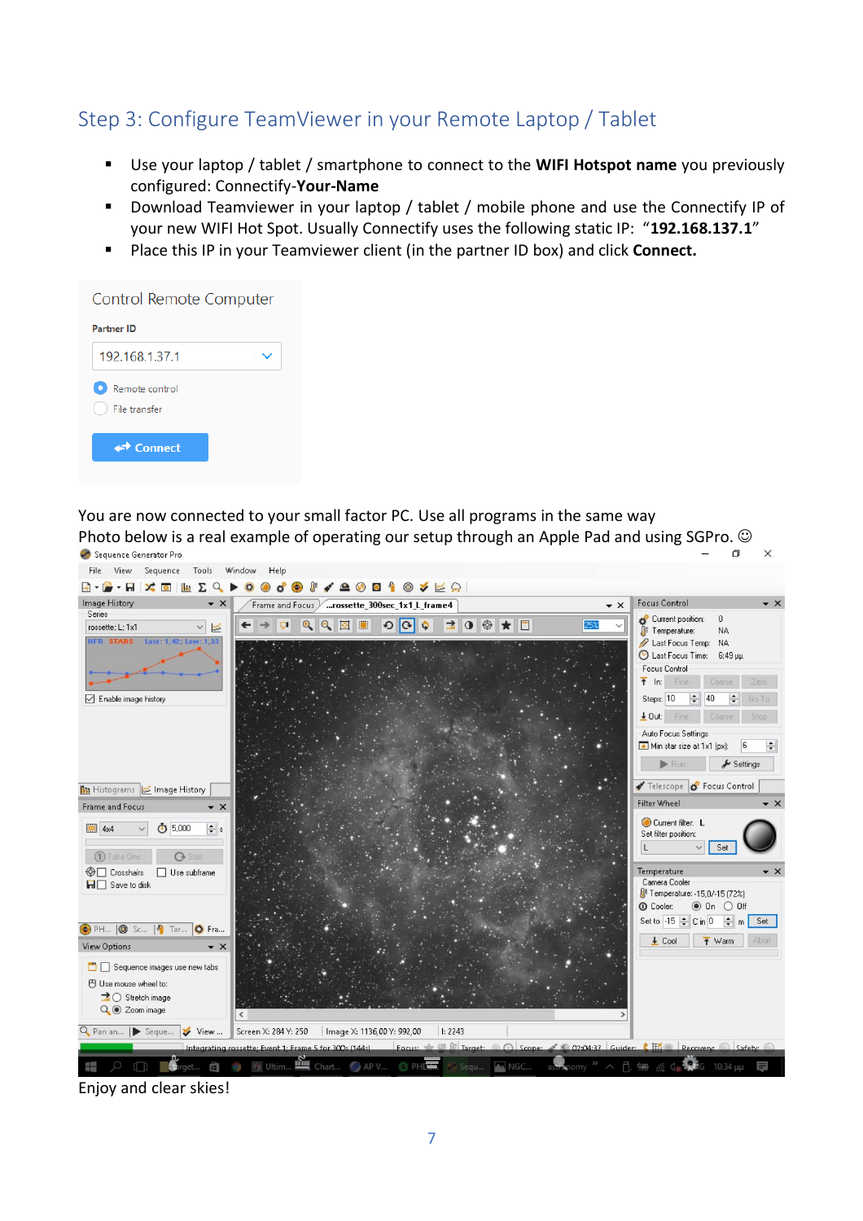## Step 3: Configure TeamViewer in your Remote Laptop / Tablet

- Use your laptop / tablet / smartphone to connect to the **WIFI Hotspot name** you previously configured: Connectify-**Your-Name**
- Download Teamviewer in your laptop / tablet / mobile phone and use the Connectify IP of your new WIFI Hot Spot. Usually Connectify uses the following static IP: “**192.168.137.1**”
- Place this IP in your Teamviewer client (in the partner ID box) and click **Connect.**

You are now connected to your small factor PC. Use all programs in the same way

Photo below is a real example of operating our setup through an Apple Pad and using SGPro. ☺

Enjoy and clear skies!